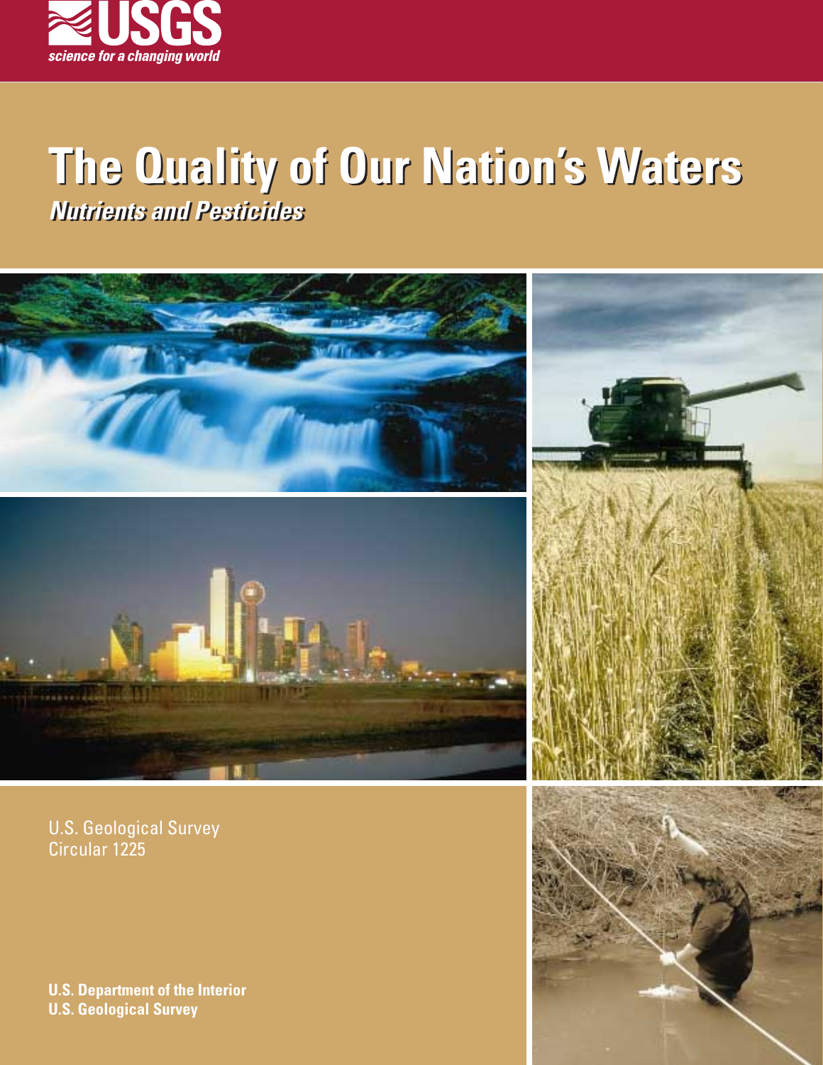**USGS**
*science for a changing world*

# The Quality of Our Nation's Waters

## *Nutrients and Pesticides*

U.S. Geological Survey
Circular 1225

**U.S. Department of the Interior**
**U.S. Geological Survey**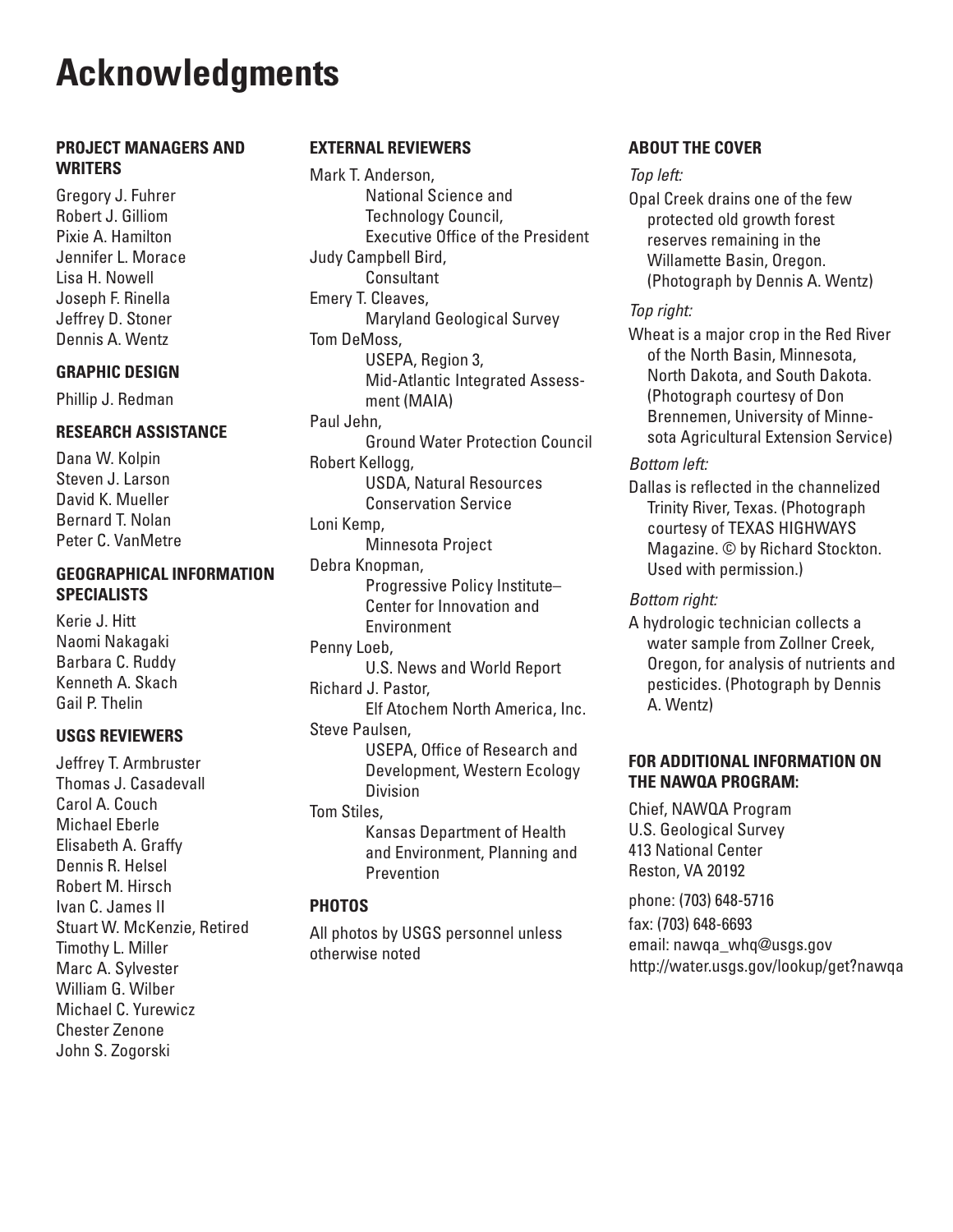# Acknowledgments

### PROJECT MANAGERS AND WRITERS

Gregory J. Fuhrer
Robert J. Gilliom
Pixie A. Hamilton
Jennifer L. Morace
Lisa H. Nowell
Joseph F. Rinella
Jeffrey D. Stoner
Dennis A. Wentz

### GRAPHIC DESIGN

Phillip J. Redman

### RESEARCH ASSISTANCE

Dana W. Kolpin
Steven J. Larson
David K. Mueller
Bernard T. Nolan
Peter C. VanMetre

### GEOGRAPHICAL INFORMATION SPECIALISTS

Kerie J. Hitt
Naomi Nakagaki
Barbara C. Ruddy
Kenneth A. Skach
Gail P. Thelin

### USGS REVIEWERS

Jeffrey T. Armbruster
Thomas J. Casadevall
Carol A. Couch
Michael Eberle
Elisabeth A. Graffy
Dennis R. Helsel
Robert M. Hirsch
Ivan C. James II
Stuart W. McKenzie, Retired
Timothy L. Miller
Marc A. Sylvester
William G. Wilber
Michael C. Yurewicz
Chester Zenone
John S. Zogorski

### EXTERNAL REVIEWERS

Mark T. Anderson,
National Science and Technology Council, Executive Office of the President

Judy Campbell Bird,
Consultant

Emery T. Cleaves,
Maryland Geological Survey

Tom DeMoss,
USEPA, Region 3, Mid-Atlantic Integrated Assessment (MAIA)

Paul Jehn,
Ground Water Protection Council

Robert Kellogg,
USDA, Natural Resources Conservation Service

Loni Kemp,
Minnesota Project

Debra Knopman,
Progressive Policy Institute–Center for Innovation and Environment

Penny Loeb,
U.S. News and World Report

Richard J. Pastor,
Elf Atochem North America, Inc.

Steve Paulsen,
USEPA, Office of Research and Development, Western Ecology Division

Tom Stiles,
Kansas Department of Health and Environment, Planning and Prevention

### PHOTOS

All photos by USGS personnel unless otherwise noted

### ABOUT THE COVER

*Top left:*

Opal Creek drains one of the few protected old growth forest reserves remaining in the Willamette Basin, Oregon. (Photograph by Dennis A. Wentz)

*Top right:*

Wheat is a major crop in the Red River of the North Basin, Minnesota, North Dakota, and South Dakota. (Photograph courtesy of Don Brennemen, University of Minnesota Agricultural Extension Service)

*Bottom left:*

Dallas is reflected in the channelized Trinity River, Texas. (Photograph courtesy of TEXAS HIGHWAYS Magazine. © by Richard Stockton. Used with permission.)

*Bottom right:*

A hydrologic technician collects a water sample from Zollner Creek, Oregon, for analysis of nutrients and pesticides. (Photograph by Dennis A. Wentz)

### FOR ADDITIONAL INFORMATION ON THE NAWQA PROGRAM:

Chief, NAWQA Program
U.S. Geological Survey
413 National Center
Reston, VA 20192

phone: (703) 648-5716
fax: (703) 648-6693
email: nawqa_whq@usgs.gov
http://water.usgs.gov/lookup/get?nawqa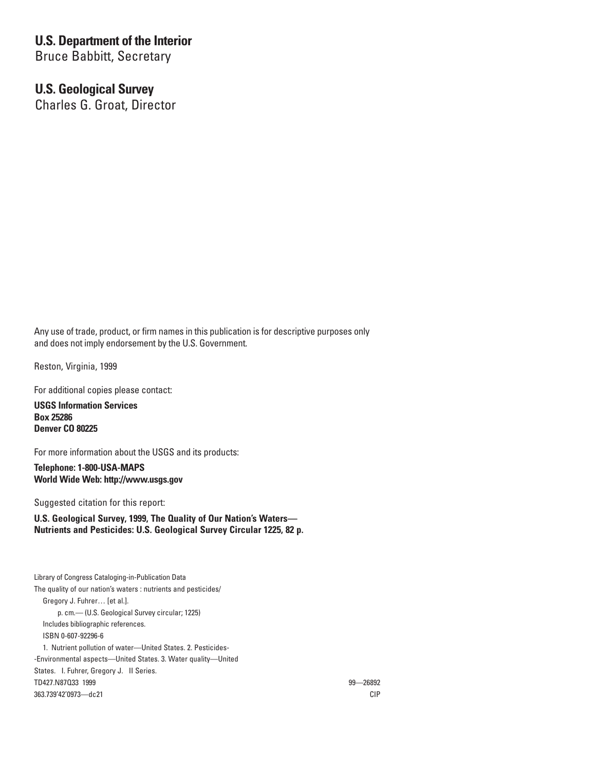**U.S. Department of the Interior**
Bruce Babbitt, Secretary

**U.S. Geological Survey**
Charles G. Groat, Director

Any use of trade, product, or firm names in this publication is for descriptive purposes only and does not imply endorsement by the U.S. Government.

Reston, Virginia, 1999

For additional copies please contact:

**USGS Information Services**
**Box 25286**
**Denver CO 80225**

For more information about the USGS and its products:

**Telephone: 1-800-USA-MAPS**
**World Wide Web: http://www.usgs.gov**

Suggested citation for this report:

**U.S. Geological Survey, 1999, The Quality of Our Nation's Waters—Nutrients and Pesticides: U.S. Geological Survey Circular 1225, 82 p.**

Library of Congress Cataloging-in-Publication Data
The quality of our nation's waters : nutrients and pesticides/
Gregory J. Fuhrer… [et al.].
p. cm.— (U.S. Geological Survey circular; 1225)
Includes bibliographic references.
ISBN 0-607-92296-6
1. Nutrient pollution of water—United States. 2. Pesticides--Environmental aspects—United States. 3. Water quality—United States. I. Fuhrer, Gregory J. II Series.
TD427.N87Q33 1999 99—26892
363.739'42'0973—dc21 CIP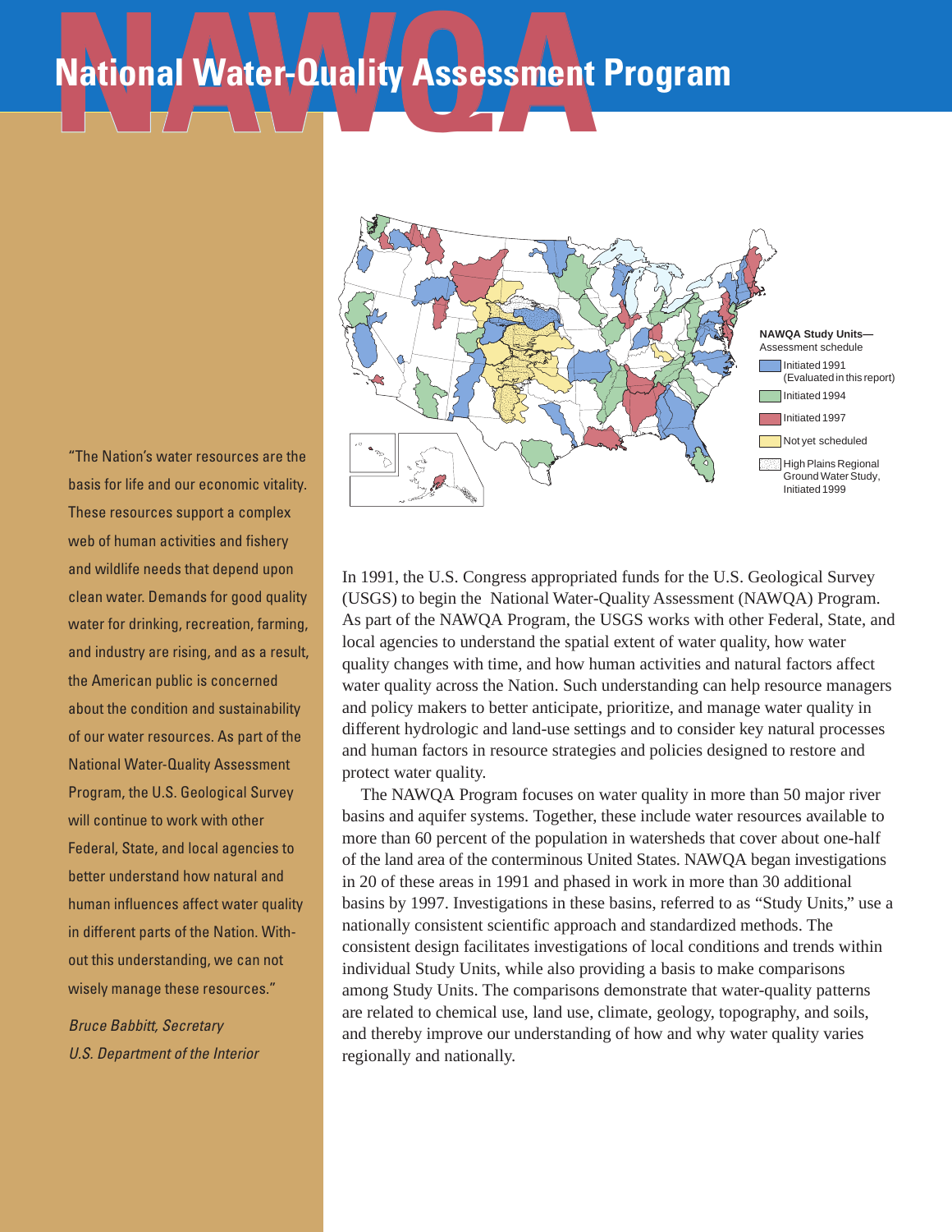# National Water-Quality Assessment Program

**NAWQA Study Units—**
Assessment schedule

- Initiated 1991 (Evaluated in this report)
- Initiated 1994
- Initiated 1997
- Not yet scheduled
- High Plains Regional Ground Water Study, Initiated 1999

"The Nation's water resources are the basis for life and our economic vitality. These resources support a complex web of human activities and fishery and wildlife needs that depend upon clean water. Demands for good quality water for drinking, recreation, farming, and industry are rising, and as a result, the American public is concerned about the condition and sustainability of our water resources. As part of the National Water-Quality Assessment Program, the U.S. Geological Survey will continue to work with other Federal, State, and local agencies to better understand how natural and human influences affect water quality in different parts of the Nation. Without this understanding, we can not wisely manage these resources."

*Bruce Babbitt, Secretary*
*U.S. Department of the Interior*

In 1991, the U.S. Congress appropriated funds for the U.S. Geological Survey (USGS) to begin the National Water-Quality Assessment (NAWQA) Program. As part of the NAWQA Program, the USGS works with other Federal, State, and local agencies to understand the spatial extent of water quality, how water quality changes with time, and how human activities and natural factors affect water quality across the Nation. Such understanding can help resource managers and policy makers to better anticipate, prioritize, and manage water quality in different hydrologic and land-use settings and to consider key natural processes and human factors in resource strategies and policies designed to restore and protect water quality.

The NAWQA Program focuses on water quality in more than 50 major river basins and aquifer systems. Together, these include water resources available to more than 60 percent of the population in watersheds that cover about one-half of the land area of the conterminous United States. NAWQA began investigations in 20 of these areas in 1991 and phased in work in more than 30 additional basins by 1997. Investigations in these basins, referred to as "Study Units," use a nationally consistent scientific approach and standardized methods. The consistent design facilitates investigations of local conditions and trends within individual Study Units, while also providing a basis to make comparisons among Study Units. The comparisons demonstrate that water-quality patterns are related to chemical use, land use, climate, geology, topography, and soils, and thereby improve our understanding of how and why water quality varies regionally and nationally.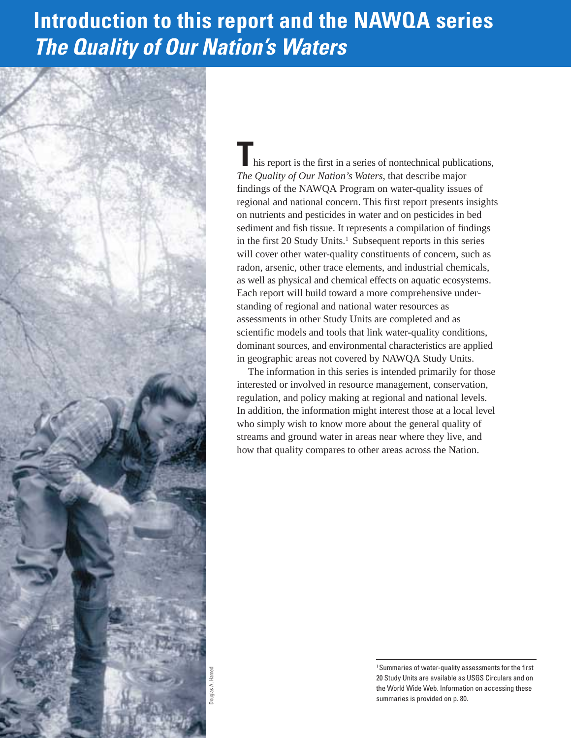# Introduction to this report and the NAWQA series *The Quality of Our Nation's Waters*

This report is the first in a series of nontechnical publications, *The Quality of Our Nation's Waters*, that describe major findings of the NAWQA Program on water-quality issues of regional and national concern. This first report presents insights on nutrients and pesticides in water and on pesticides in bed sediment and fish tissue. It represents a compilation of findings in the first 20 Study Units.[1] Subsequent reports in this series will cover other water-quality constituents of concern, such as radon, arsenic, other trace elements, and industrial chemicals, as well as physical and chemical effects on aquatic ecosystems. Each report will build toward a more comprehensive understanding of regional and national water resources as assessments in other Study Units are completed and as scientific models and tools that link water-quality conditions, dominant sources, and environmental characteristics are applied in geographic areas not covered by NAWQA Study Units.

The information in this series is intended primarily for those interested or involved in resource management, conservation, regulation, and policy making at regional and national levels. In addition, the information might interest those at a local level who simply wish to know more about the general quality of streams and ground water in areas near where they live, and how that quality compares to other areas across the Nation.

Douglas A. Harned

[1] Summaries of water-quality assessments for the first 20 Study Units are available as USGS Circulars and on the World Wide Web. Information on accessing these summaries is provided on p. 80.